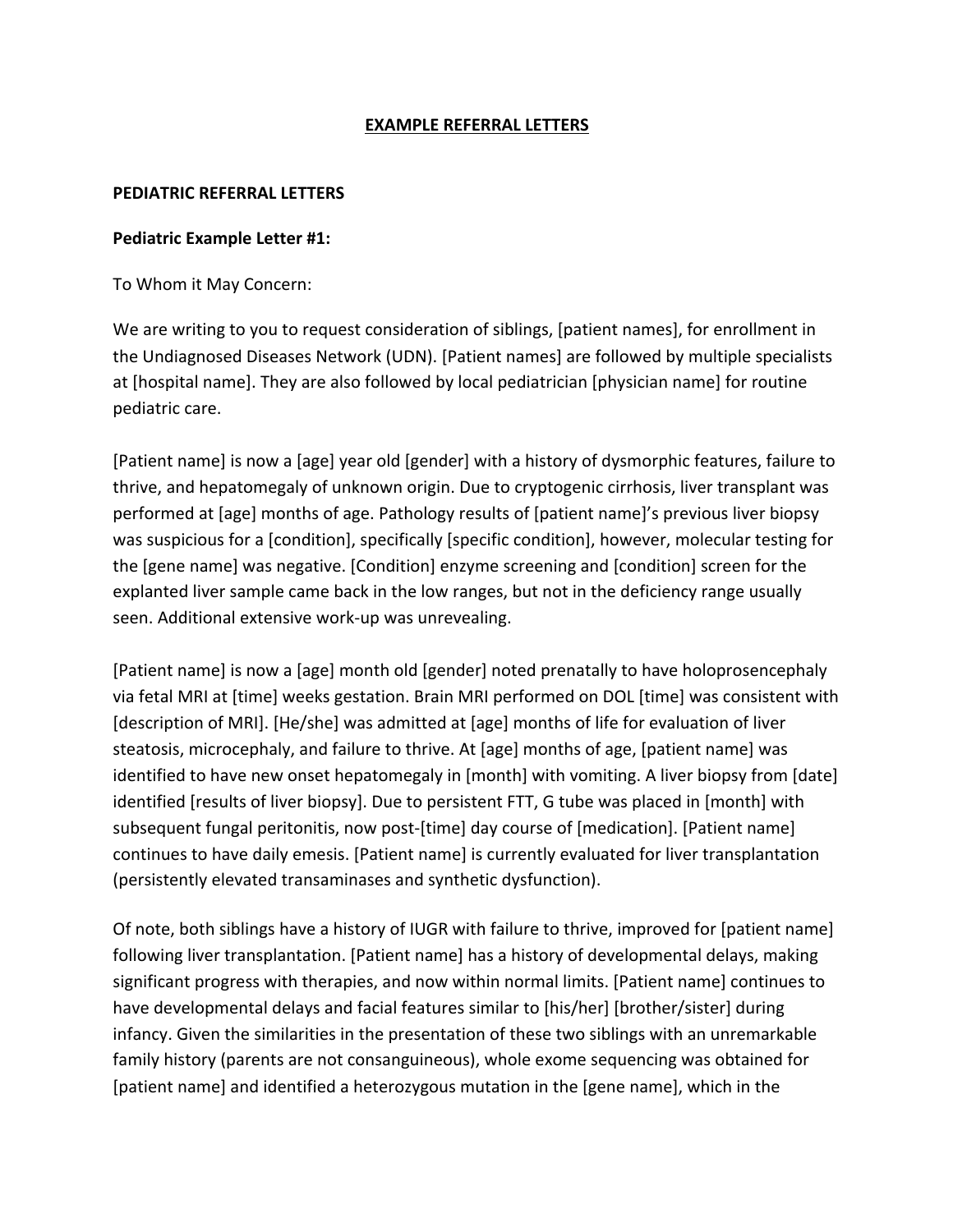# EXAMPLE REFERRAL LETTERS

## PEDIATRIC REFERRAL LETTERS

### Pediatric Example Letter #1:

To Whom it May Concern:

We are writing to you to request consideration of siblings, [patient names], for enrollment in the Undiagnosed Diseases Network (UDN). [Patient names] are followed by multiple specialists at [hospital name]. They are also followed by local pediatrician [physician name] for routine pediatric care.

[Patient name] is now a [age] year old [gender] with a history of dysmorphic features, failure to thrive, and hepatomegaly of unknown origin. Due to cryptogenic cirrhosis, liver transplant was performed at [age] months of age. Pathology results of [patient name]'s previous liver biopsy was suspicious for a [condition], specifically [specific condition], however, molecular testing for the [gene name] was negative. [Condition] enzyme screening and [condition] screen for the explanted liver sample came back in the low ranges, but not in the deficiency range usually seen. Additional extensive work-up was unrevealing.

[Patient name] is now a [age] month old [gender] noted prenatally to have holoprosencephaly via fetal MRI at [time] weeks gestation. Brain MRI performed on DOL [time] was consistent with [description of MRI]. [He/she] was admitted at [age] months of life for evaluation of liver steatosis, microcephaly, and failure to thrive. At [age] months of age, [patient name] was identified to have new onset hepatomegaly in [month] with vomiting. A liver biopsy from [date] identified [results of liver biopsy]. Due to persistent FTT, G tube was placed in [month] with subsequent fungal peritonitis, now post-[time] day course of [medication]. [Patient name] continues to have daily emesis. [Patient name] is currently evaluated for liver transplantation (persistently elevated transaminases and synthetic dysfunction).

Of note, both siblings have a history of IUGR with failure to thrive, improved for [patient name] following liver transplantation. [Patient name] has a history of developmental delays, making significant progress with therapies, and now within normal limits. [Patient name] continues to have developmental delays and facial features similar to [his/her] [brother/sister] during infancy. Given the similarities in the presentation of these two siblings with an unremarkable family history (parents are not consanguineous), whole exome sequencing was obtained for [patient name] and identified a heterozygous mutation in the [gene name], which in the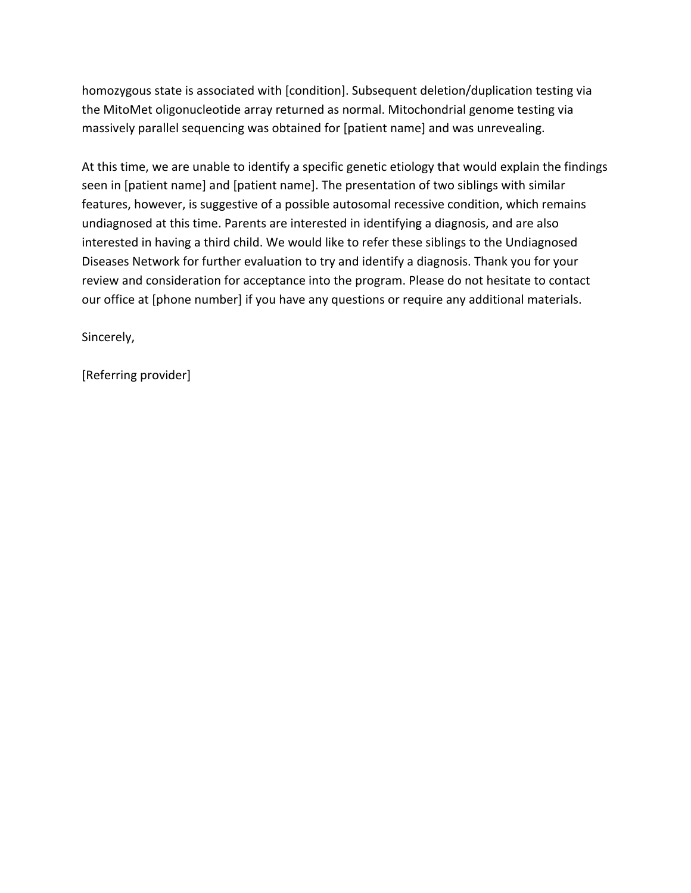homozygous state is associated with [condition]. Subsequent deletion/duplication testing via the MitoMet oligonucleotide array returned as normal. Mitochondrial genome testing via massively parallel sequencing was obtained for [patient name] and was unrevealing.

At this time, we are unable to identify a specific genetic etiology that would explain the findings seen in [patient name] and [patient name]. The presentation of two siblings with similar features, however, is suggestive of a possible autosomal recessive condition, which remains undiagnosed at this time. Parents are interested in identifying a diagnosis, and are also interested in having a third child. We would like to refer these siblings to the Undiagnosed Diseases Network for further evaluation to try and identify a diagnosis. Thank you for your review and consideration for acceptance into the program. Please do not hesitate to contact our office at [phone number] if you have any questions or require any additional materials.

Sincerely,

[Referring provider]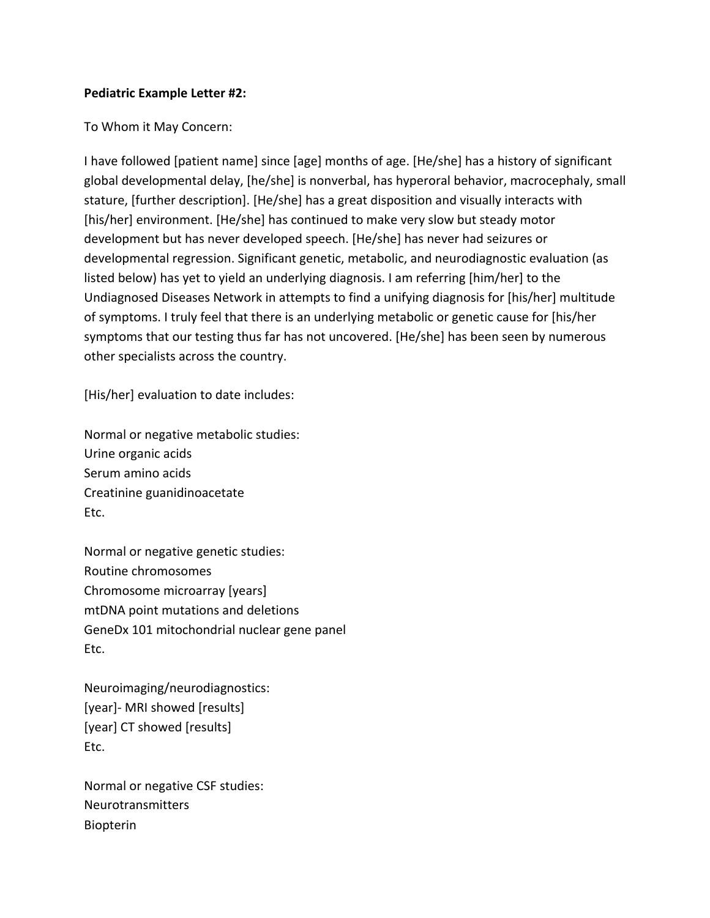**Pediatric Example Letter #2:**

To Whom it May Concern:

I have followed [patient name] since [age] months of age. [He/she] has a history of significant global developmental delay, [he/she] is nonverbal, has hyperoral behavior, macrocephaly, small stature, [further description]. [He/she] has a great disposition and visually interacts with [his/her] environment. [He/she] has continued to make very slow but steady motor development but has never developed speech. [He/she] has never had seizures or developmental regression. Significant genetic, metabolic, and neurodiagnostic evaluation (as listed below) has yet to yield an underlying diagnosis. I am referring [him/her] to the Undiagnosed Diseases Network in attempts to find a unifying diagnosis for [his/her] multitude of symptoms. I truly feel that there is an underlying metabolic or genetic cause for [his/her symptoms that our testing thus far has not uncovered. [He/she] has been seen by numerous other specialists across the country.

[His/her] evaluation to date includes:

Normal or negative metabolic studies:
Urine organic acids
Serum amino acids
Creatinine guanidinoacetate
Etc.

Normal or negative genetic studies:
Routine chromosomes
Chromosome microarray [years]
mtDNA point mutations and deletions
GeneDx 101 mitochondrial nuclear gene panel
Etc.

Neuroimaging/neurodiagnostics:
[year]- MRI showed [results]
[year] CT showed [results]
Etc.

Normal or negative CSF studies:
Neurotransmitters
Biopterin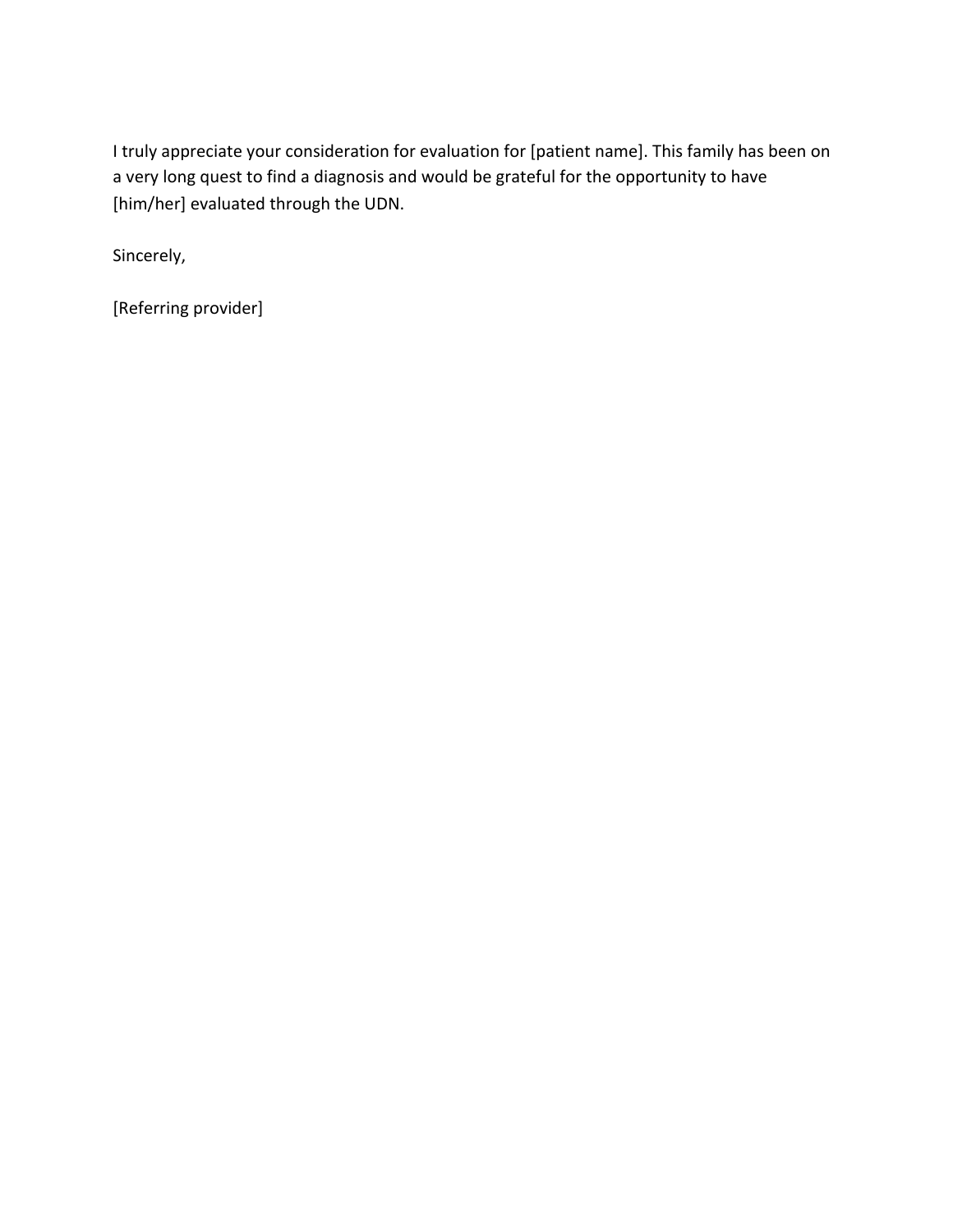I truly appreciate your consideration for evaluation for [patient name]. This family has been on a very long quest to find a diagnosis and would be grateful for the opportunity to have [him/her] evaluated through the UDN.

Sincerely,

[Referring provider]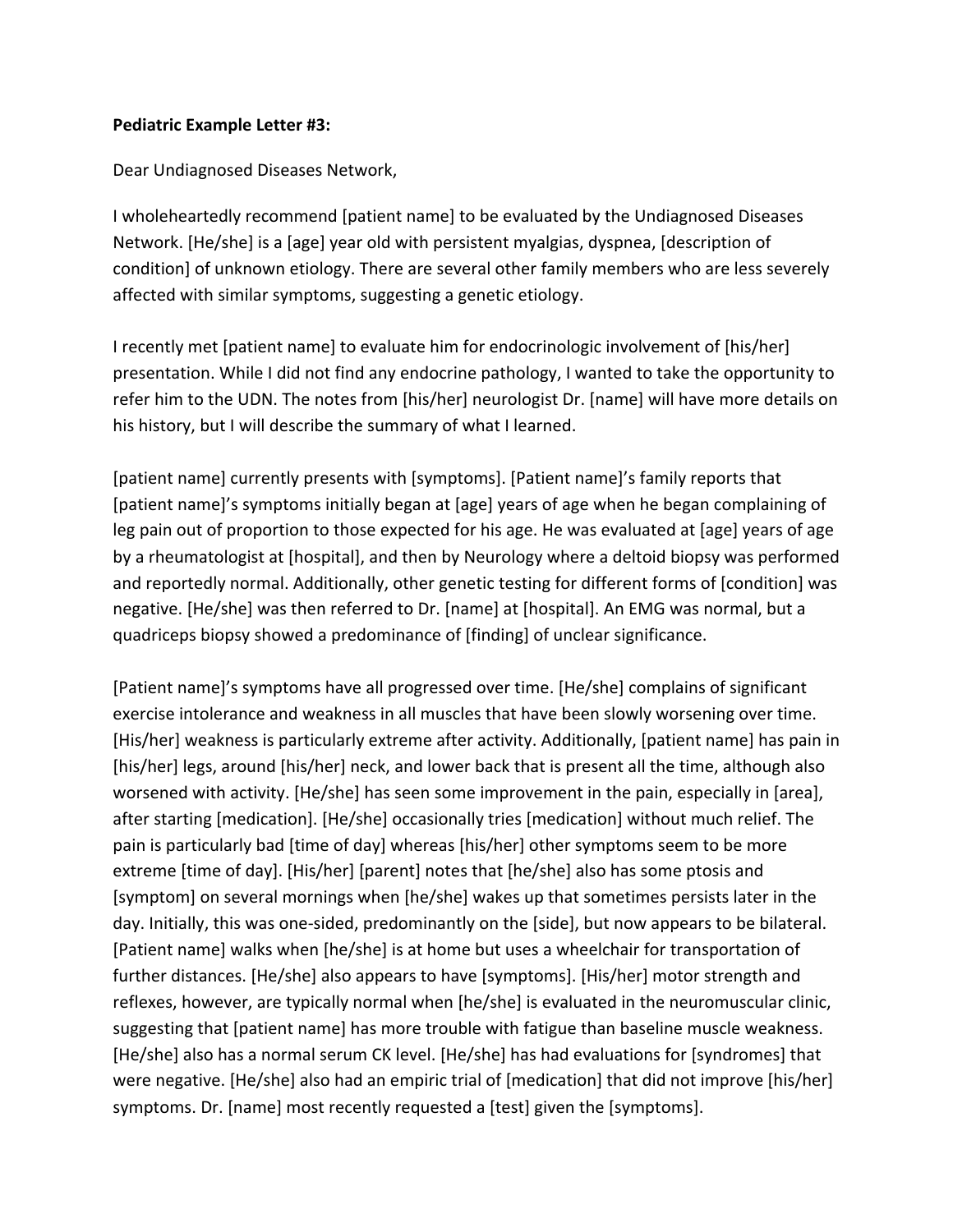**Pediatric Example Letter #3:**

Dear Undiagnosed Diseases Network,

I wholeheartedly recommend [patient name] to be evaluated by the Undiagnosed Diseases Network. [He/she] is a [age] year old with persistent myalgias, dyspnea, [description of condition] of unknown etiology. There are several other family members who are less severely affected with similar symptoms, suggesting a genetic etiology.

I recently met [patient name] to evaluate him for endocrinologic involvement of [his/her] presentation. While I did not find any endocrine pathology, I wanted to take the opportunity to refer him to the UDN. The notes from [his/her] neurologist Dr. [name] will have more details on his history, but I will describe the summary of what I learned.

[patient name] currently presents with [symptoms]. [Patient name]'s family reports that [patient name]'s symptoms initially began at [age] years of age when he began complaining of leg pain out of proportion to those expected for his age. He was evaluated at [age] years of age by a rheumatologist at [hospital], and then by Neurology where a deltoid biopsy was performed and reportedly normal. Additionally, other genetic testing for different forms of [condition] was negative. [He/she] was then referred to Dr. [name] at [hospital]. An EMG was normal, but a quadriceps biopsy showed a predominance of [finding] of unclear significance.

[Patient name]'s symptoms have all progressed over time. [He/she] complains of significant exercise intolerance and weakness in all muscles that have been slowly worsening over time. [His/her] weakness is particularly extreme after activity. Additionally, [patient name] has pain in [his/her] legs, around [his/her] neck, and lower back that is present all the time, although also worsened with activity. [He/she] has seen some improvement in the pain, especially in [area], after starting [medication]. [He/she] occasionally tries [medication] without much relief. The pain is particularly bad [time of day] whereas [his/her] other symptoms seem to be more extreme [time of day]. [His/her] [parent] notes that [he/she] also has some ptosis and [symptom] on several mornings when [he/she] wakes up that sometimes persists later in the day. Initially, this was one-sided, predominantly on the [side], but now appears to be bilateral. [Patient name] walks when [he/she] is at home but uses a wheelchair for transportation of further distances. [He/she] also appears to have [symptoms]. [His/her] motor strength and reflexes, however, are typically normal when [he/she] is evaluated in the neuromuscular clinic, suggesting that [patient name] has more trouble with fatigue than baseline muscle weakness. [He/she] also has a normal serum CK level. [He/she] has had evaluations for [syndromes] that were negative. [He/she] also had an empiric trial of [medication] that did not improve [his/her] symptoms. Dr. [name] most recently requested a [test] given the [symptoms].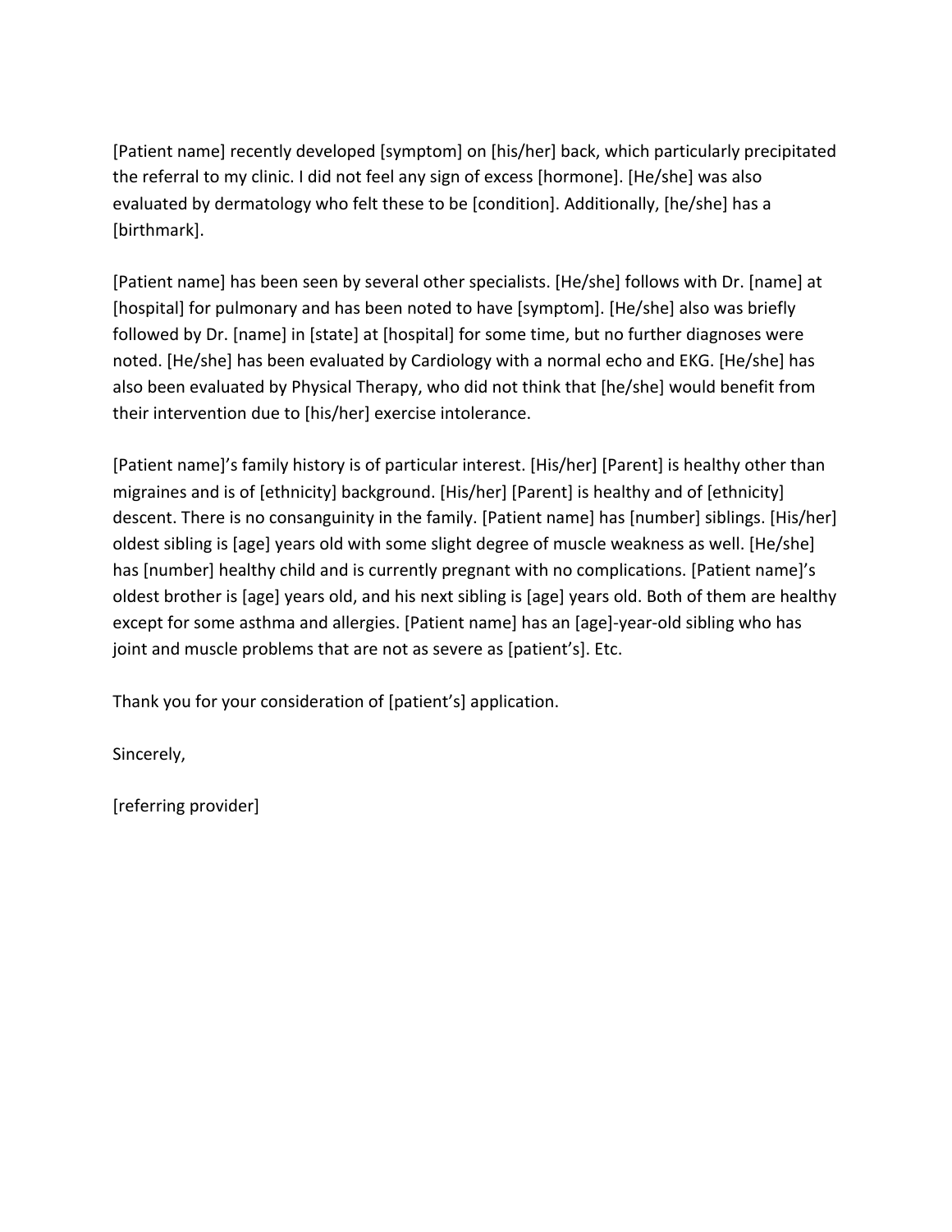[Patient name] recently developed [symptom] on [his/her] back, which particularly precipitated the referral to my clinic. I did not feel any sign of excess [hormone]. [He/she] was also evaluated by dermatology who felt these to be [condition]. Additionally, [he/she] has a [birthmark].

[Patient name] has been seen by several other specialists. [He/she] follows with Dr. [name] at [hospital] for pulmonary and has been noted to have [symptom]. [He/she] also was briefly followed by Dr. [name] in [state] at [hospital] for some time, but no further diagnoses were noted. [He/she] has been evaluated by Cardiology with a normal echo and EKG. [He/she] has also been evaluated by Physical Therapy, who did not think that [he/she] would benefit from their intervention due to [his/her] exercise intolerance.

[Patient name]'s family history is of particular interest. [His/her] [Parent] is healthy other than migraines and is of [ethnicity] background. [His/her] [Parent] is healthy and of [ethnicity] descent. There is no consanguinity in the family. [Patient name] has [number] siblings. [His/her] oldest sibling is [age] years old with some slight degree of muscle weakness as well. [He/she] has [number] healthy child and is currently pregnant with no complications. [Patient name]'s oldest brother is [age] years old, and his next sibling is [age] years old. Both of them are healthy except for some asthma and allergies. [Patient name] has an [age]-year-old sibling who has joint and muscle problems that are not as severe as [patient's]. Etc.

Thank you for your consideration of [patient's] application.

Sincerely,

[referring provider]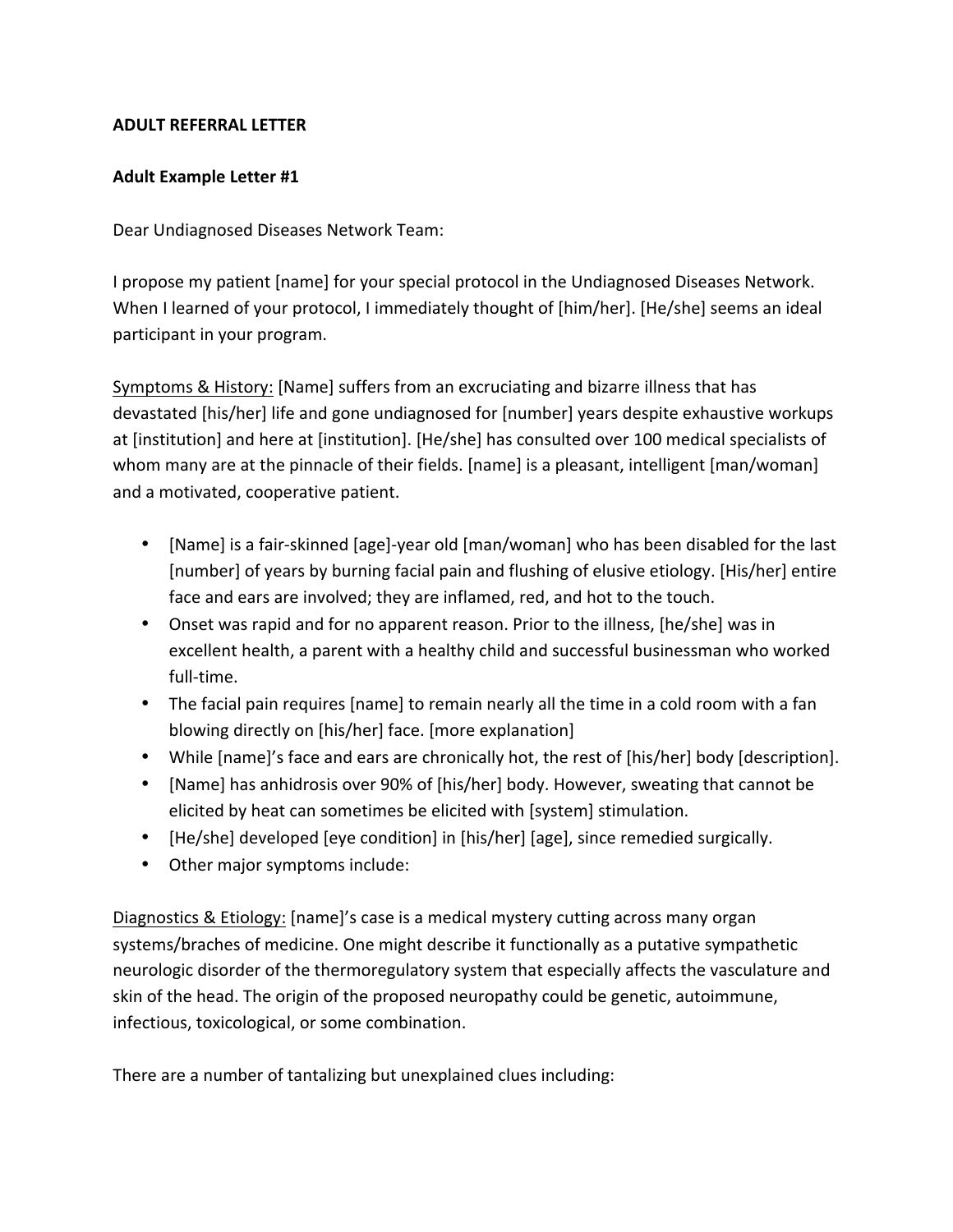**ADULT REFERRAL LETTER**

**Adult Example Letter #1**

Dear Undiagnosed Diseases Network Team:

I propose my patient [name] for your special protocol in the Undiagnosed Diseases Network. When I learned of your protocol, I immediately thought of [him/her]. [He/she] seems an ideal participant in your program.

Symptoms & History: [Name] suffers from an excruciating and bizarre illness that has devastated [his/her] life and gone undiagnosed for [number] years despite exhaustive workups at [institution] and here at [institution]. [He/she] has consulted over 100 medical specialists of whom many are at the pinnacle of their fields. [name] is a pleasant, intelligent [man/woman] and a motivated, cooperative patient.

- [Name] is a fair-skinned [age]-year old [man/woman] who has been disabled for the last [number] of years by burning facial pain and flushing of elusive etiology. [His/her] entire face and ears are involved; they are inflamed, red, and hot to the touch.
- Onset was rapid and for no apparent reason. Prior to the illness, [he/she] was in excellent health, a parent with a healthy child and successful businessman who worked full-time.
- The facial pain requires [name] to remain nearly all the time in a cold room with a fan blowing directly on [his/her] face. [more explanation]
- While [name]'s face and ears are chronically hot, the rest of [his/her] body [description].
- [Name] has anhidrosis over 90% of [his/her] body. However, sweating that cannot be elicited by heat can sometimes be elicited with [system] stimulation.
- [He/she] developed [eye condition] in [his/her] [age], since remedied surgically.
- Other major symptoms include:

Diagnostics & Etiology: [name]'s case is a medical mystery cutting across many organ systems/braches of medicine. One might describe it functionally as a putative sympathetic neurologic disorder of the thermoregulatory system that especially affects the vasculature and skin of the head. The origin of the proposed neuropathy could be genetic, autoimmune, infectious, toxicological, or some combination.

There are a number of tantalizing but unexplained clues including: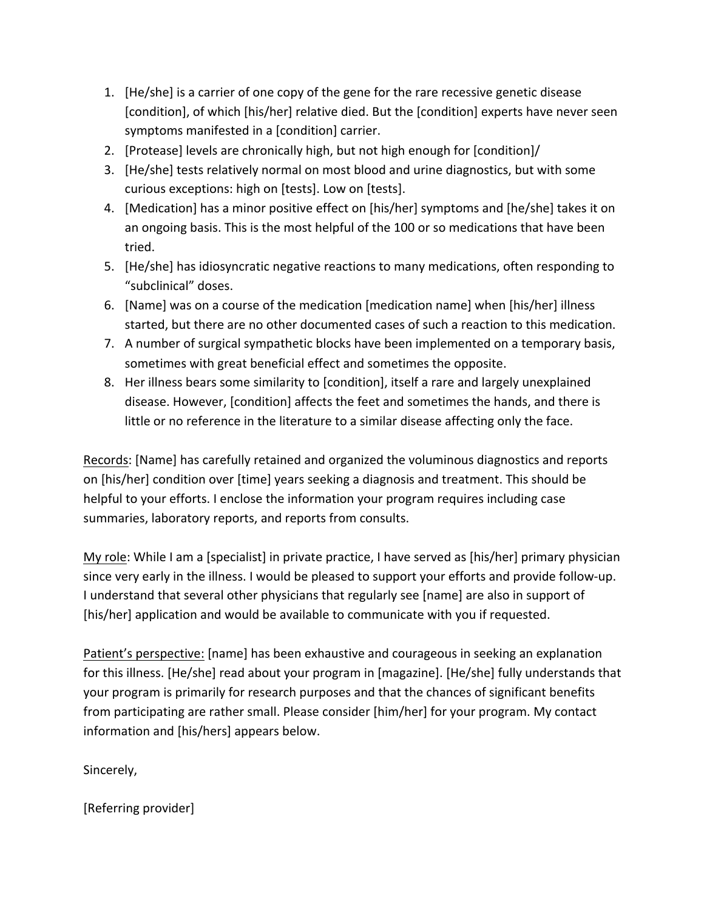1. [He/she] is a carrier of one copy of the gene for the rare recessive genetic disease [condition], of which [his/her] relative died. But the [condition] experts have never seen symptoms manifested in a [condition] carrier.
2. [Protease] levels are chronically high, but not high enough for [condition]/
3. [He/she] tests relatively normal on most blood and urine diagnostics, but with some curious exceptions: high on [tests]. Low on [tests].
4. [Medication] has a minor positive effect on [his/her] symptoms and [he/she] takes it on an ongoing basis. This is the most helpful of the 100 or so medications that have been tried.
5. [He/she] has idiosyncratic negative reactions to many medications, often responding to "subclinical" doses.
6. [Name] was on a course of the medication [medication name] when [his/her] illness started, but there are no other documented cases of such a reaction to this medication.
7. A number of surgical sympathetic blocks have been implemented on a temporary basis, sometimes with great beneficial effect and sometimes the opposite.
8. Her illness bears some similarity to [condition], itself a rare and largely unexplained disease. However, [condition] affects the feet and sometimes the hands, and there is little or no reference in the literature to a similar disease affecting only the face.

<u>Records</u>: [Name] has carefully retained and organized the voluminous diagnostics and reports on [his/her] condition over [time] years seeking a diagnosis and treatment. This should be helpful to your efforts. I enclose the information your program requires including case summaries, laboratory reports, and reports from consults.

<u>My role</u>: While I am a [specialist] in private practice, I have served as [his/her] primary physician since very early in the illness. I would be pleased to support your efforts and provide follow-up. I understand that several other physicians that regularly see [name] are also in support of [his/her] application and would be available to communicate with you if requested.

<u>Patient's perspective:</u> [name] has been exhaustive and courageous in seeking an explanation for this illness. [He/she] read about your program in [magazine]. [He/she] fully understands that your program is primarily for research purposes and that the chances of significant benefits from participating are rather small. Please consider [him/her] for your program. My contact information and [his/hers] appears below.

Sincerely,

[Referring provider]